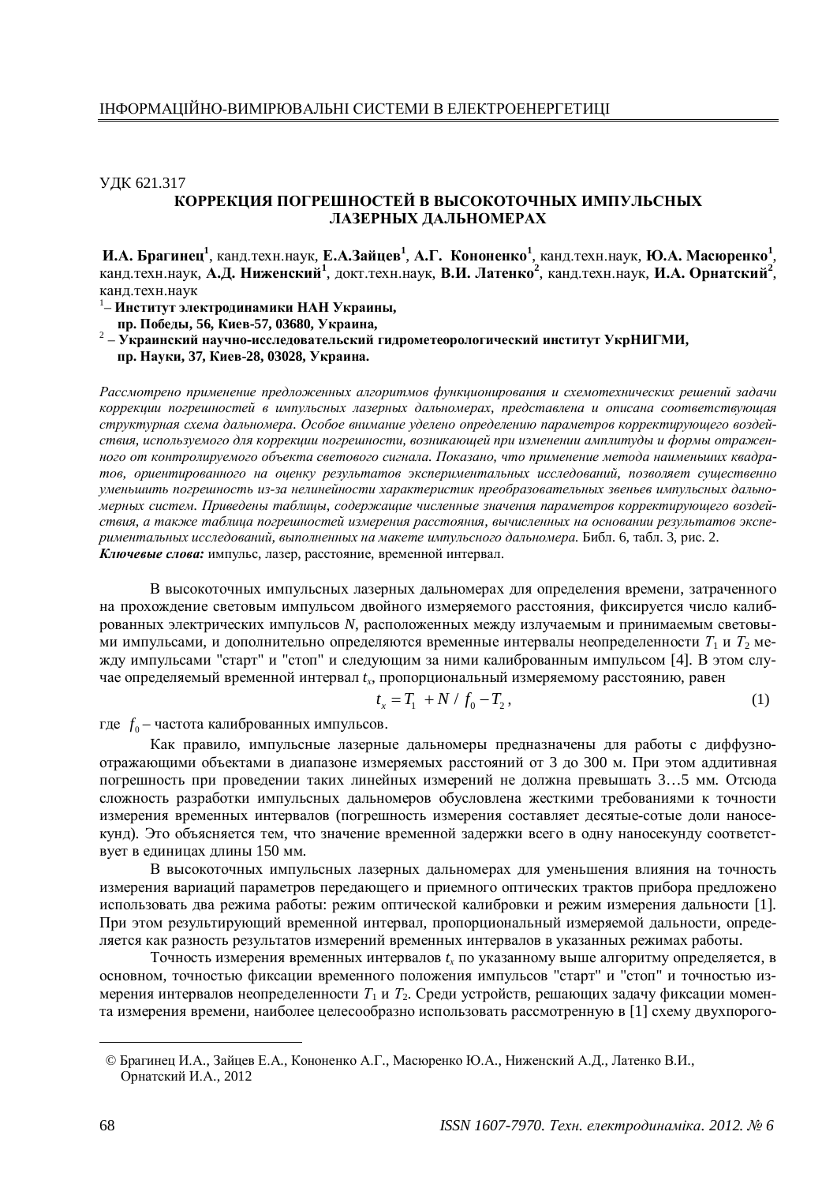УДК 621.317

# КОРРЕКЦИЯ ПОГРЕШНОСТЕЙ В ВЫСОКОТОЧНЫХ ИМПУЛЬСНЫХ ЛАЗЕРНЫХ ДАЛЬНОМЕРАХ

**И.А. Брагинец**[1], канд.техн.наук, **Е.А.Зайцев**[1], **А.Г. Кононенко**[1], канд.техн.наук, **Ю.А. Масюренко**[1], канд.техн.наук, **А.Д. Ниженский**[1], докт.техн.наук, **В.И. Латенко**[2], канд.техн.наук, **И.А. Орнатский**[2], канд.техн.наук

[1] – **Институт электродинамики НАН Украины, пр. Победы, 56, Киев-57, 03680, Украина,**

[2] – **Украинский научно-исследовательский гидрометеорологический институт УкрНИГМИ, пр. Науки, 37, Киев-28, 03028, Украина.**

*Рассмотрено применение предложенных алгоритмов функционирования и схемотехнических решений задачи коррекции погрешностей в импульсных лазерных дальномерах, представлена и описана соответствующая структурная схема дальномера. Особое внимание уделено определению параметров корректирующего воздействия, используемого для коррекции погрешности, возникающей при изменении амплитуды и формы отраженного от контролируемого объекта светового сигнала. Показано, что применение метода наименьших квадратов, ориентированного на оценку результатов экспериментальных исследований, позволяет существенно уменьшить погрешность из-за нелинейности характеристик преобразовательных звеньев импульсных дальномерных систем. Приведены таблицы, содержащие численные значения параметров корректирующего воздействия, а также таблица погрешностей измерения расстояния, вычисленных на основании результатов экспериментальных исследований, выполненных на макете импульсного дальномера.* Библ. 6, табл. 3, рис. 2.

***Ключевые слова:*** импульс, лазер, расстояние, временной интервал.

В высокоточных импульсных лазерных дальномерах для определения времени, затраченного на прохождение световым импульсом двойного измеряемого расстояния, фиксируется число калиброванных электрических импульсов $N$, расположенных между излучаемым и принимаемым световыми импульсами, и дополнительно определяются временные интервалы неопределенности $T_1$ и $T_2$ между импульсами "старт" и "стоп" и следующим за ними калиброванным импульсом [4]. В этом случае определяемый временной интервал $t_x$, пропорциональный измеряемому расстоянию, равен

$$t_x = T_1 + N / f_0 - T_2 , \qquad (1)$$

где $f_0$ – частота калиброванных импульсов.

Как правило, импульсные лазерные дальномеры предназначены для работы с диффузно-отражающими объектами в диапазоне измеряемых расстояний от 3 до 300 м. При этом аддитивная погрешность при проведении таких линейных измерений не должна превышать 3…5 мм. Отсюда сложность разработки импульсных дальномеров обусловлена жесткими требованиями к точности измерения временных интервалов (погрешность измерения составляет десятые-сотые доли наносекунд). Это объясняется тем, что значение временной задержки всего в одну наносекунду соответствует в единицах длины 150 мм.

В высокоточных импульсных лазерных дальномерах для уменьшения влияния на точность измерения вариаций параметров передающего и приемного оптических трактов прибора предложено использовать два режима работы: режим оптической калибровки и режим измерения дальности [1]. При этом результирующий временной интервал, пропорциональный измеряемой дальности, определяется как разность результатов измерений временных интервалов в указанных режимах работы.

Точность измерения временных интервалов $t_x$ по указанному выше алгоритму определяется, в основном, точностью фиксации временного положения импульсов "старт" и "стоп" и точностью измерения интервалов неопределенности $T_1$ и $T_2$. Среди устройств, решающих задачу фиксации момента измерения времени, наиболее целесообразно использовать рассмотренную в [1] схему двухпорого-

© Брагинец И.А., Зайцев Е.А., Кононенко А.Г., Масюренко Ю.А., Ниженский А.Д., Латенко В.И., Орнатский И.А., 2012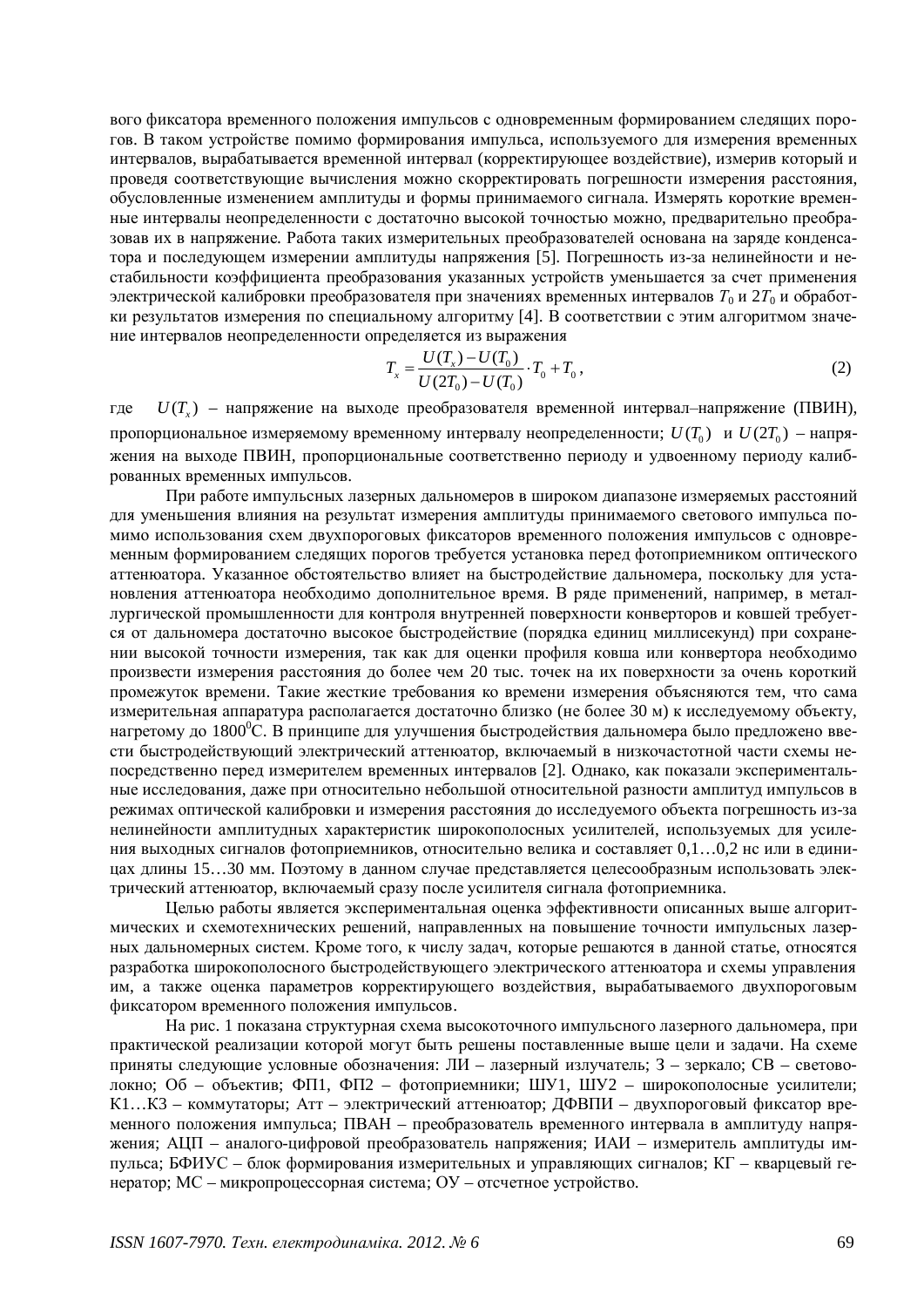вого фиксатора временного положения импульсов с одновременным формированием следящих порогов. В таком устройстве помимо формирования импульса, используемого для измерения временных интервалов, вырабатывается временной интервал (корректирующее воздействие), измерив который и проведя соответствующие вычисления можно скорректировать погрешности измерения расстояния, обусловленные изменением амплитуды и формы принимаемого сигнала. Измерять короткие временные интервалы неопределенности с достаточно высокой точностью можно, предварительно преобразовав их в напряжение. Работа таких измерительных преобразователей основана на заряде конденсатора и последующем измерении амплитуды напряжения [5]. Погрешность из-за нелинейности и нестабильности коэффициента преобразования указанных устройств уменьшается за счет применения электрической калибровки преобразователя при значениях временных интервалов $T_0$ и $2T_0$ и обработки результатов измерения по специальному алгоритму [4]. В соответствии с этим алгоритмом значение интервалов неопределенности определяется из выражения

$$T_x = \frac{U(T_x) - U(T_0)}{U(2T_0) - U(T_0)} \cdot T_0 + T_0\,, \tag{2}$$

где $U(T_x)$ – напряжение на выходе преобразователя временной интервал–напряжение (ПВИН), пропорциональное измеряемому временному интервалу неопределенности; $U(T_0)$ и $U(2T_0)$ – напряжения на выходе ПВИН, пропорциональные соответственно периоду и удвоенному периоду калиброванных временных импульсов.

При работе импульсных лазерных дальномеров в широком диапазоне измеряемых расстояний для уменьшения влияния на результат измерения амплитуды принимаемого светового импульса помимо использования схем двухпороговых фиксаторов временного положения импульсов с одновременным формированием следящих порогов требуется установка перед фотоприемником оптического аттенюатора. Указанное обстоятельство влияет на быстродействие дальномера, поскольку для установления аттенюатора необходимо дополнительное время. В ряде применений, например, в металлургической промышленности для контроля внутренней поверхности конверторов и ковшей требуется от дальномера достаточно высокое быстродействие (порядка единиц миллисекунд) при сохранении высокой точности измерения, так как для оценки профиля ковша или конвертора необходимо произвести измерения расстояния до более чем 20 тыс. точек на их поверхности за очень короткий промежуток времени. Такие жесткие требования ко времени измерения объясняются тем, что сама измерительная аппаратура располагается достаточно близко (не более 30 м) к исследуемому объекту, нагретому до 1800$^0$С. В принципе для улучшения быстродействия дальномера было предложено ввести быстродействующий электрический аттенюатор, включаемый в низкочастотной части схемы непосредственно перед измерителем временных интервалов [2]. Однако, как показали экспериментальные исследования, даже при относительно небольшой относительной разности амплитуд импульсов в режимах оптической калибровки и измерения расстояния до исследуемого объекта погрешность из-за нелинейности амплитудных характеристик широкополосных усилителей, используемых для усиления выходных сигналов фотоприемников, относительно велика и составляет 0,1…0,2 нс или в единицах длины 15…30 мм. Поэтому в данном случае представляется целесообразным использовать электрический аттенюатор, включаемый сразу после усилителя сигнала фотоприемника.

Целью работы является экспериментальная оценка эффективности описанных выше алгоритмических и схемотехнических решений, направленных на повышение точности импульсных лазерных дальномерных систем. Кроме того, к числу задач, которые решаются в данной статье, относятся разработка широкополосного быстродействующего электрического аттенюатора и схемы управления им, а также оценка параметров корректирующего воздействия, вырабатываемого двухпороговым фиксатором временного положения импульсов.

На рис. 1 показана структурная схема высокоточного импульсного лазерного дальномера, при практической реализации которой могут быть решены поставленные выше цели и задачи. На схеме приняты следующие условные обозначения: ЛИ – лазерный излучатель; З – зеркало; СВ – световолокно; Об – объектив; ФП1, ФП2 – фотоприемники; ШУ1, ШУ2 – широкополосные усилители; К1…К3 – коммутаторы; Атт – электрический аттенюатор; ДФВПИ – двухпороговый фиксатор временного положения импульса; ПВАН – преобразователь временного интервала в амплитуду напряжения; АЦП – аналого-цифровой преобразователь напряжения; ИАИ – измеритель амплитуды импульса; БФИУС – блок формирования измерительных и управляющих сигналов; КГ – кварцевый генератор; МС – микропроцессорная система; ОУ – отсчетное устройство.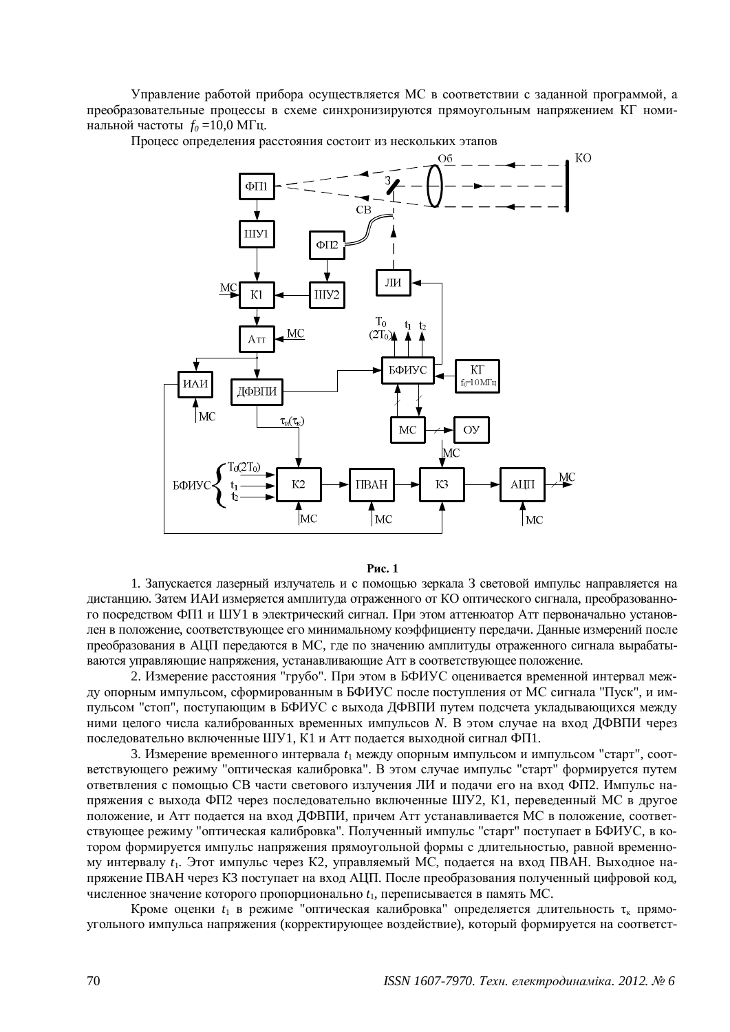Управление работой прибора осуществляется МС в соответствии с заданной программой, а преобразовательные процессы в схеме синхронизируются прямоугольным напряжением КГ номинальной частоты $f_0$ =10,0 МГц.

Процесс определения расстояния состоит из нескольких этапов

**Рис. 1**

1. Запускается лазерный излучатель и с помощью зеркала З световой импульс направляется на дистанцию. Затем ИАИ измеряется амплитуда отраженного от КО оптического сигнала, преобразованного посредством ФП1 и ШУ1 в электрический сигнал. При этом аттенюатор Атт первоначально установлен в положение, соответствующее его минимальному коэффициенту передачи. Данные измерений после преобразования в АЦП передаются в МС, где по значению амплитуды отраженного сигнала вырабатываются управляющие напряжения, устанавливающие Атт в соответствующее положение.

2. Измерение расстояния "грубо". При этом в БФИУС оценивается временной интервал между опорным импульсом, сформированным в БФИУС после поступления от МС сигнала "Пуск", и импульсом "стоп", поступающим в БФИУС с выхода ДФВПИ путем подсчета укладывающихся между ними целого числа калиброванных временных импульсов $N$. В этом случае на вход ДФВПИ через последовательно включенные ШУ1, К1 и Атт подается выходной сигнал ФП1.

3. Измерение временного интервала $t_1$ между опорным импульсом и импульсом "старт", соответствующего режиму "оптическая калибровка". В этом случае импульс "старт" формируется путем ответвления с помощью СВ части светового излучения ЛИ и подачи его на вход ФП2. Импульс напряжения с выхода ФП2 через последовательно включенные ШУ2, К1, переведенный МС в другое положение, и Атт подается на вход ДФВПИ, причем Атт устанавливается МС в положение, соответствующее режиму "оптическая калибровка". Полученный импульс "старт" поступает в БФИУС, в котором формируется импульс напряжения прямоугольной формы с длительностью, равной временному интервалу $t_1$. Этот импульс через К2, управляемый МС, подается на вход ПВАН. Выходное напряжение ПВАН через К3 поступает на вход АЦП. После преобразования полученный цифровой код, численное значение которого пропорционально $t_1$, переписывается в память МС.

Кроме оценки $t_1$ в режиме "оптическая калибровка" определяется длительность $\tau_к$ прямоугольного импульса напряжения (корректирующее воздействие), который формируется на соответст-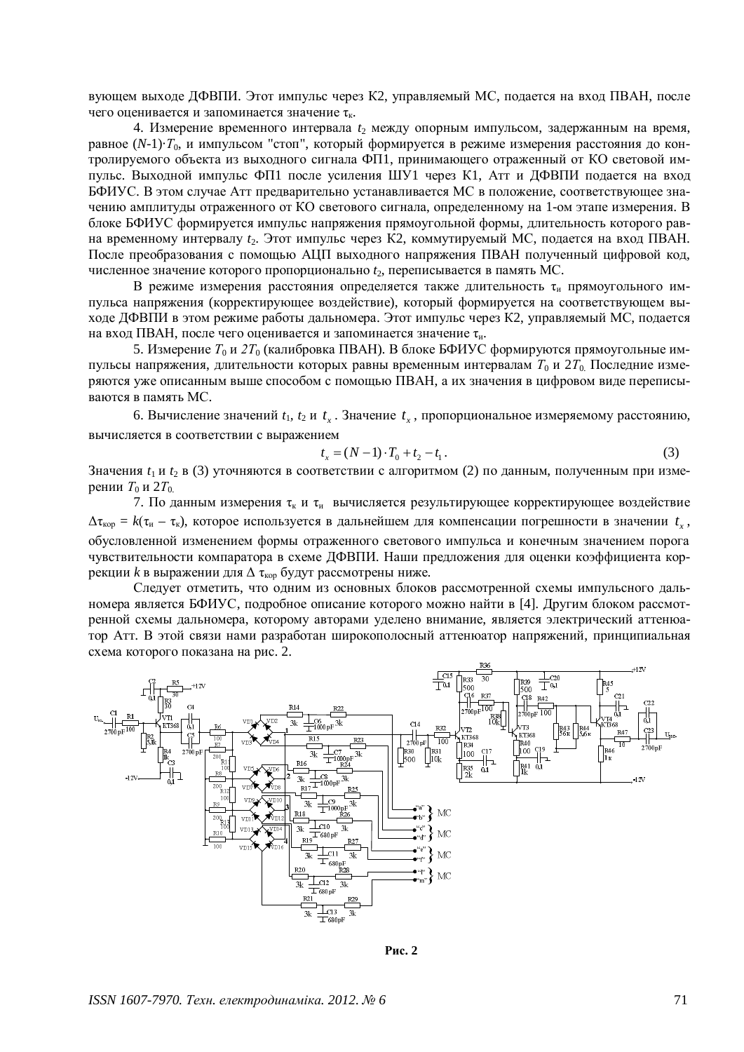вующем выходе ДФВПИ. Этот импульс через К2, управляемый МС, подается на вход ПВАН, после чего оценивается и запоминается значение $\tau_к$.

4. Измерение временного интервала $t_2$ между опорным импульсом, задержанным на время, равное $(N\text{-}1)\cdot T_0$, и импульсом "стоп", который формируется в режиме измерения расстояния до контролируемого объекта из выходного сигнала ФП1, принимающего отраженный от КО световой импульс. Выходной импульс ФП1 после усиления ШУ1 через К1, Атт и ДФВПИ подается на вход БФИУС. В этом случае Атт предварительно устанавливается МС в положение, соответствующее значению амплитуды отраженного от КО светового сигнала, определенному на 1-ом этапе измерения. В блоке БФИУС формируется импульс напряжения прямоугольной формы, длительность которого равна временному интервалу $t_2$. Этот импульс через К2, коммутируемый МС, подается на вход ПВАН. После преобразования с помощью АЦП выходного напряжения ПВАН полученный цифровой код, численное значение которого пропорционально $t_2$, переписывается в память МС.

В режиме измерения расстояния определяется также длительность $\tau_и$ прямоугольного импульса напряжения (корректирующее воздействие), который формируется на соответствующем выходе ДФВПИ в этом режиме работы дальномера. Этот импульс через К2, управляемый МС, подается на вход ПВАН, после чего оценивается и запоминается значение $\tau_и$.

5. Измерение $T_0$ и $2T_0$ (калибровка ПВАН). В блоке БФИУС формируются прямоугольные импульсы напряжения, длительности которых равны временным интервалам $T_0$ и $2T_0$. Последние измеряются уже описанным выше способом с помощью ПВАН, а их значения в цифровом виде переписываются в память МС.

6. Вычисление значений $t_1$, $t_2$ и $t_x$. Значение $t_x$, пропорциональное измеряемому расстоянию, вычисляется в соответствии с выражением

$$t_x = (N-1)\cdot T_0 + t_2 - t_1 . \tag{3}$$

Значения $t_1$ и $t_2$ в (3) уточняются в соответствии с алгоритмом (2) по данным, полученным при измерении $T_0$ и $2T_0$.

7. По данным измерения $\tau_к$ и $\tau_и$ вычисляется результирующее корректирующее воздействие $\Delta\tau_{кор} = k(\tau_и - \tau_к)$, которое используется в дальнейшем для компенсации погрешности в значении $t_x$, обусловленной изменением формы отраженного светового импульса и конечным значением порога чувствительности компаратора в схеме ДФВПИ. Наши предложения для оценки коэффициента коррекции $k$ в выражении для $\Delta\tau_{кор}$ будут рассмотрены ниже.

Следует отметить, что одним из основных блоков рассмотренной схемы импульсного дальномера является БФИУС, подробное описание которого можно найти в [4]. Другим блоком рассмотренной схемы дальномера, которому авторами уделено внимание, является электрический аттенюатор Атт. В этой связи нами разработан широкополосный аттенюатор напряжений, принципиальная схема которого показана на рис. 2.

**Рис. 2**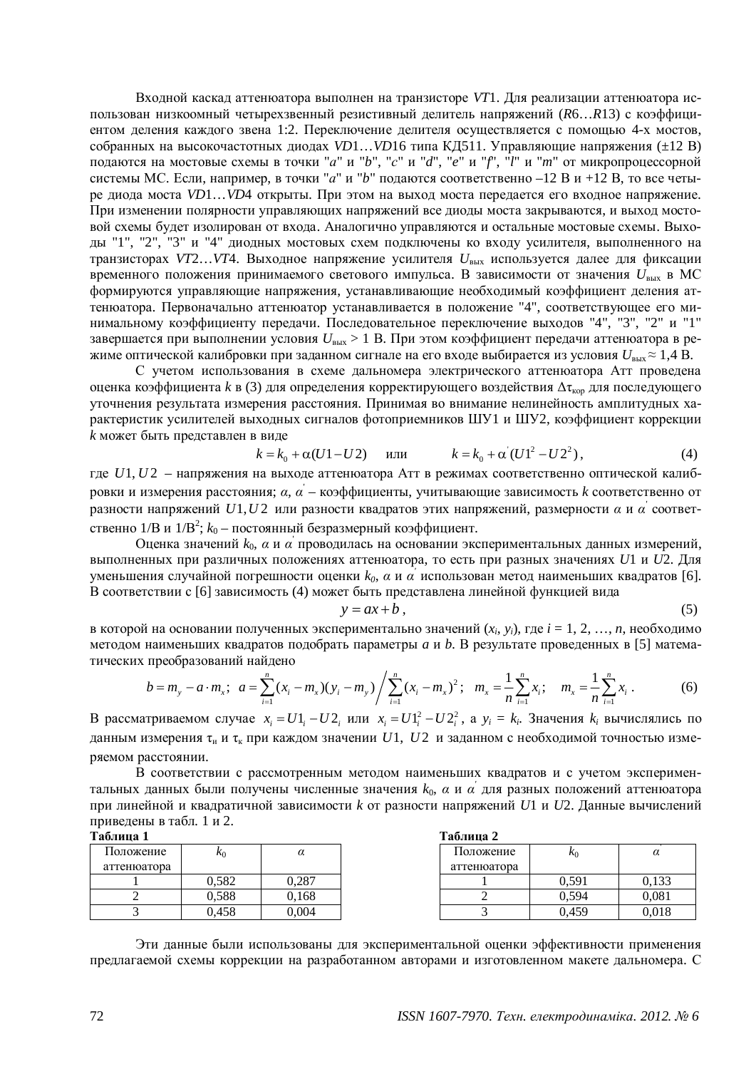Входной каскад аттенюатора выполнен на транзисторе *VT*1. Для реализации аттенюатора использован низкоомный четырехзвенный резистивный делитель напряжений (*R*6…*R*13) с коэффициентом деления каждого звена 1:2. Переключение делителя осуществляется с помощью 4-х мостов, собранных на высокочастотных диодах *VD*1…*VD*16 типа КД511. Управляющие напряжения (±12 В) подаются на мостовые схемы в точки "*a*" и "*b*", "*c*" и "*d*", "*e*" и "*f*", "*l*" и "*m*" от микропроцессорной системы МС. Если, например, в точки "*a*" и "*b*" подаются соответственно –12 В и +12 В, то все четыре диода моста *VD*1…*VD*4 открыты. При этом на выход моста передается его входное напряжение. При изменении полярности управляющих напряжений все диоды моста закрываются, и выход мостовой схемы будет изолирован от входа. Аналогично управляются и остальные мостовые схемы. Выходы "1", "2", "3" и "4" диодных мостовых схем подключены ко входу усилителя, выполненного на транзисторах *VT*2…*VT*4. Выходное напряжение усилителя $U_{\text{вых}}$ используется далее для фиксации временного положения принимаемого светового импульса. В зависимости от значения $U_{\text{вых}}$ в МС формируются управляющие напряжения, устанавливающие необходимый коэффициент деления аттенюатора. Первоначально аттенюатор устанавливается в положение "4", соответствующее его минимальному коэффициенту передачи. Последовательное переключение выходов "4", "3", "2" и "1" завершается при выполнении условия $U_{\text{вых}} > 1$ В. При этом коэффициент передачи аттенюатора в режиме оптической калибровки при заданном сигнале на его входе выбирается из условия $U_{\text{вых}} \approx 1{,}4$ В.

С учетом использования в схеме дальномера электрического аттенюатора Атт проведена оценка коэффициента *k* в (3) для определения корректирующего воздействия $\Delta\tau_{\text{кор}}$ для последующего уточнения результата измерения расстояния. Принимая во внимание нелинейность амплитудных характеристик усилителей выходных сигналов фотоприемников ШУ1 и ШУ2, коэффициент коррекции *k* может быть представлен в виде

$$k = k_0 + \alpha(U1 - U2) \quad \text{или} \quad k = k_0 + \alpha^{'}(U1^2 - U2^2), \tag{4}$$

где $U1, U2$ – напряжения на выходе аттенюатора Атт в режимах соответственно оптической калибровки и измерения расстояния; $\alpha$, $\alpha^{'}$ – коэффициенты, учитывающие зависимость *k* соответственно от разности напряжений $U1, U2$ или разности квадратов этих напряжений, размерности $\alpha$ и $\alpha^{'}$ соответственно 1/В и 1/В$^2$; $k_0$ – постоянный безразмерный коэффициент.

Оценка значений $k_0$, $\alpha$ и $\alpha^{'}$ проводилась на основании экспериментальных данных измерений, выполненных при различных положениях аттенюатора, то есть при разных значениях *U*1 и *U*2. Для уменьшения случайной погрешности оценки $k_0$, $\alpha$ и $\alpha^{'}$ использован метод наименьших квадратов [6]. В соответствии с [6] зависимость (4) может быть представлена линейной функцией вида

$$y = ax + b, \tag{5}$$

в которой на основании полученных экспериментально значений $(x_i, y_i)$, где $i = 1, 2, \ldots, n$, необходимо методом наименьших квадратов подобрать параметры *a* и *b*. В результате проведенных в [5] математических преобразований найдено

$$b = m_y - a \cdot m_x; \quad a = \sum_{i=1}^{n}(x_i - m_x)(y_i - m_y) \Big/ \sum_{i=1}^{n}(x_i - m_x)^2; \quad m_x = \frac{1}{n}\sum_{i=1}^{n} x_i; \quad m_x = \frac{1}{n}\sum_{i=1}^{n} x_i. \tag{6}$$

В рассматриваемом случае $x_i = U1_i - U2_i$ или $x_i = U1_i^2 - U2_i^2$, а $y_i = k_i$. Значения $k_i$ вычислялись по данным измерения $\tau_{\text{и}}$ и $\tau_{\text{к}}$ при каждом значении $U1$, $U2$ и заданном с необходимой точностью измеряемом расстоянии.

В соответствии с рассмотренным методом наименьших квадратов и с учетом экспериментальных данных были получены численные значения $k_0$, $\alpha$ и $\alpha^{'}$ для разных положений аттенюатора при линейной и квадратичной зависимости *k* от разности напряжений *U*1 и *U*2. Данные вычислений приведены в табл. 1 и 2.

**Таблица 1**

| Положение аттенюатора | $k_0$ | $\alpha$ |
|---|---|---|
| 1 | 0,582 | 0,287 |
| 2 | 0,588 | 0,168 |
| 3 | 0,458 | 0,004 |

**Таблица 2**

| Положение аттенюатора | $k_0$ | $\alpha^{'}$ |
|---|---|---|
| 1 | 0,591 | 0,133 |
| 2 | 0,594 | 0,081 |
| 3 | 0,459 | 0,018 |

Эти данные были использованы для экспериментальной оценки эффективности применения предлагаемой схемы коррекции на разработанном авторами и изготовленном макете дальномера. С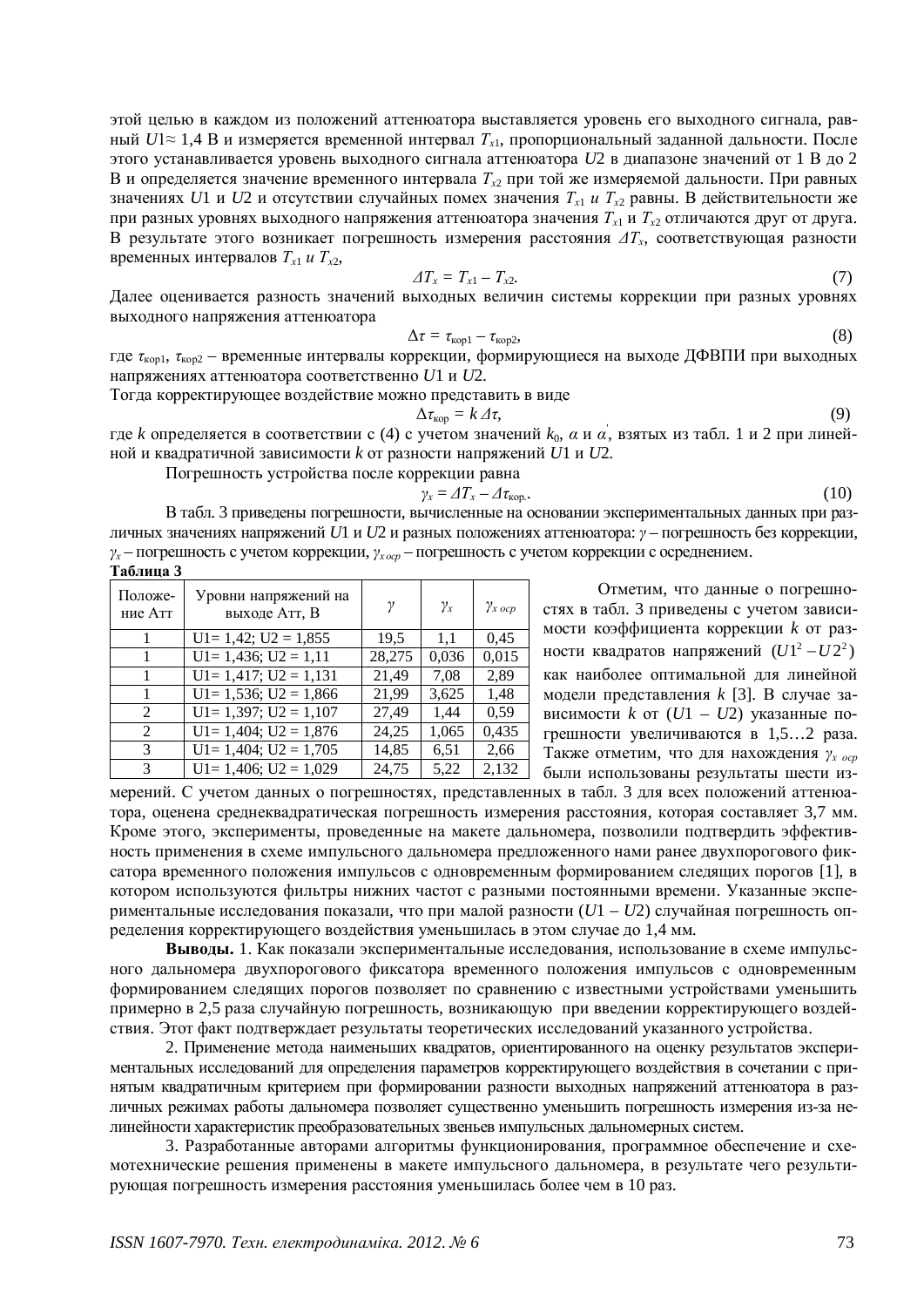этой целью в каждом из положений аттенюатора выставляется уровень его выходного сигнала, равный $U1 \approx 1{,}4$ В и измеряется временной интервал $T_{x1}$, пропорциональный заданной дальности. После этого устанавливается уровень выходного сигнала аттенюатора $U2$ в диапазоне значений от 1 В до 2 В и определяется значение временного интервала $T_{x2}$ при той же измеряемой дальности. При равных значениях $U1$ и $U2$ и отсутствии случайных помех значения $T_{x1}$ и $T_{x2}$ равны. В действительности же при разных уровнях выходного напряжения аттенюатора значения $T_{x1}$ и $T_{x2}$ отличаются друг от друга. В результате этого возникает погрешность измерения расстояния $\Delta T_x$, соответствующая разности временных интервалов $T_{x1}$ и $T_{x2}$,

$$\Delta T_x = T_{x1} - T_{x2}. \tag{7}$$

Далее оценивается разность значений выходных величин системы коррекции при разных уровнях выходного напряжения аттенюатора

$$\Delta\tau = \tau_{\text{кор}1} - \tau_{\text{кор}2}, \tag{8}$$

где $\tau_{\text{кор}1}$, $\tau_{\text{кор}2}$ – временные интервалы коррекции, формирующиеся на выходе ДФВПИ при выходных напряжениях аттенюатора соответственно $U1$ и $U2$.

Тогда корректирующее воздействие можно представить в виде

$$\Delta\tau_{\text{кор}} = k\,\Delta\tau, \tag{9}$$

где $k$ определяется в соответствии с (4) с учетом значений $k_0$, $\alpha$ и $\alpha'$, взятых из табл. 1 и 2 при линейной и квадратичной зависимости $k$ от разности напряжений $U1$ и $U2$.

Погрешность устройства после коррекции равна

$$\gamma_x = \Delta T_x - \Delta\tau_{\text{кор}}. \tag{10}$$

В табл. 3 приведены погрешности, вычисленные на основании экспериментальных данных при различных значениях напряжений $U1$ и $U2$ и разных положениях аттенюатора: $\gamma$ – погрешность без коррекции, $\gamma_x$ – погрешность с учетом коррекции, $\gamma_{x\,\text{оср}}$ – погрешность с учетом коррекции с осреднением.

**Таблица 3**

| Положение Атт | Уровни напряжений на выходе Атт, В | $\gamma$ | $\gamma_x$ | $\gamma_{x\,\text{оср}}$ |
|---|---|---|---|---|
| 1 | U1= 1,42; U2 = 1,855 | 19,5 | 1,1 | 0,45 |
| 1 | U1= 1,436; U2 = 1,11 | 28,275 | 0,036 | 0,015 |
| 1 | U1= 1,417; U2 = 1,131 | 21,49 | 7,08 | 2,89 |
| 1 | U1= 1,536; U2 = 1,866 | 21,99 | 3,625 | 1,48 |
| 2 | U1= 1,397; U2 = 1,107 | 27,49 | 1,44 | 0,59 |
| 2 | U1= 1,404; U2 = 1,876 | 24,25 | 1,065 | 0,435 |
| 3 | U1= 1,404; U2 = 1,705 | 14,85 | 6,51 | 2,66 |
| 3 | U1= 1,406; U2 = 1,029 | 24,75 | 5,22 | 2,132 |

Отметим, что данные о погрешностях в табл. 3 приведены с учетом зависимости коэффициента коррекции $k$ от разности квадратов напряжений $(U1^2 - U2^2)$ как наиболее оптимальной для линейной модели представления $k$ [3]. В случае зависимости $k$ от $(U1 - U2)$ указанные погрешности увеличиваются в 1,5…2 раза. Также отметим, что для нахождения $\gamma_{x\,\text{оср}}$ были использованы результаты шести измерений. С учетом данных о погрешностях, представленных в табл. 3 для всех положений аттенюатора, оценена среднеквадратическая погрешность измерения расстояния, которая составляет 3,7 мм. Кроме этого, эксперименты, проведенные на макете дальномера, позволили подтвердить эффективность применения в схеме импульсного дальномера предложенного нами ранее двухпорогового фиксатора временного положения импульсов с одновременным формированием следящих порогов [1], в котором используются фильтры нижних частот с разными постоянными времени. Указанные экспериментальные исследования показали, что при малой разности $(U1 - U2)$ случайная погрешность определения корректирующего воздействия уменьшилась в этом случае до 1,4 мм.

**Выводы.** 1. Как показали экспериментальные исследования, использование в схеме импульсного дальномера двухпорогового фиксатора временного положения импульсов с одновременным формированием следящих порогов позволяет по сравнению с известными устройствами уменьшить примерно в 2,5 раза случайную погрешность, возникающую при введении корректирующего воздействия. Этот факт подтверждает результаты теоретических исследований указанного устройства.

2. Применение метода наименьших квадратов, ориентированного на оценку результатов экспериментальных исследований для определения параметров корректирующего воздействия в сочетании с принятым квадратичным критерием при формировании разности выходных напряжений аттенюатора в различных режимах работы дальномера позволяет существенно уменьшить погрешность измерения из-за нелинейности характеристик преобразовательных звеньев импульсных дальномерных систем.

3. Разработанные авторами алгоритмы функционирования, программное обеспечение и схемотехнические решения применены в макете импульсного дальномера, в результате чего результирующая погрешность измерения расстояния уменьшилась более чем в 10 раз.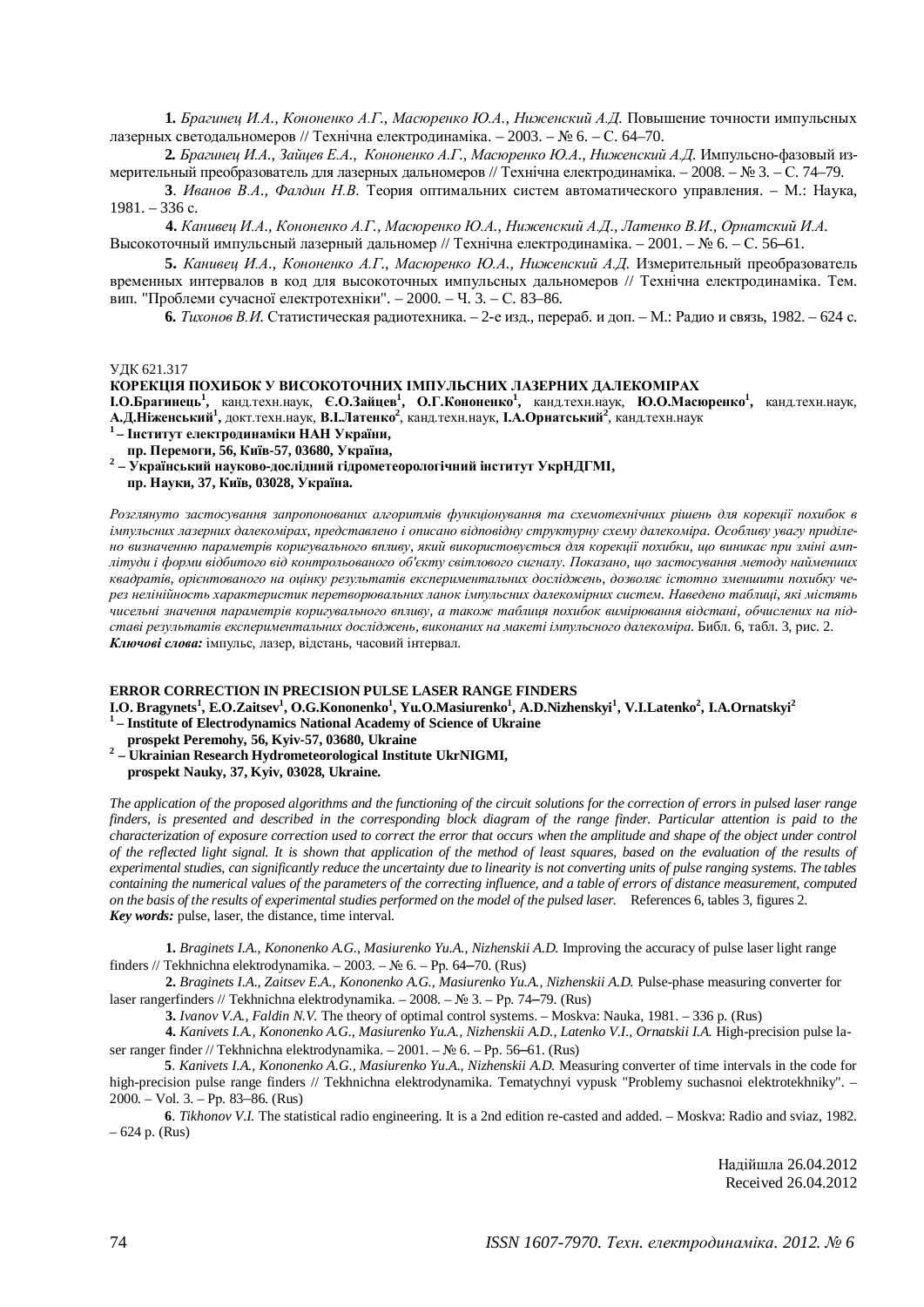**1.** *Брагинец И.А., Кононенко А.Г., Масюренко Ю.А., Ниженский А.Д.* Повышение точности импульсных лазерных светодальномеров // Технічна електродинаміка. – 2003. – № 6. – С. 64–70.

**2.** *Брагинец И.А., Зайцев Е.А., Кононенко А.Г., Масюренко Ю.А., Ниженский А.Д.* Импульсно-фазовый измерительный преобразователь для лазерных дальномеров // Технічна електродинаміка. – 2008. – № 3. – С. 74–79.

**3**. *Иванов В.А., Фалдин Н.В.* Теория оптимальних систем автоматического управления. – М.: Наука, 1981. – 336 с.

**4.** *Канивец И.А., Кононенко А.Г., Масюренко Ю.А., Ниженский А.Д., Латенко В.И., Орнатский И.А.* Высокоточный импульсный лазерный дальномер // Технічна електродинаміка. – 2001. – № 6. – С. 56–61.

**5.** *Канивец И.А., Кононенко А.Г., Масюренко Ю.А., Ниженский А.Д.* Измерительный преобразователь временных интервалов в код для высокоточных импульсных дальномеров // Технічна електродинаміка. Тем. вип. "Проблеми сучасної електротехніки". – 2000. – Ч. 3. – С. 83–86.

**6.** *Тихонов В.И.* Статистическая радиотехника. – 2-е изд., перераб. и доп. – М.: Радио и связь, 1982. – 624 с.

УДК 621.317

**КОРЕКЦІЯ ПОХИБОК У ВИСОКОТОЧНИХ ІМПУЛЬСНИХ ЛАЗЕРНИХ ДАЛЕКОМІРАХ**

**І.О.Брагинець[1],** канд.техн.наук, **Є.О.Зайцев[1], О.Г.Кононенко[1],** канд.техн.наук, **Ю.О.Масюренко[1],** канд.техн.наук, **А.Д.Ніженський[1],** докт.техн.наук, **В.І.Латенко[2]**, канд.техн.наук, **І.А.Орнатський[2]**, канд.техн.наук

**[1] – Інститут електродинаміки НАН України,**
**пр. Перемоги, 56, Київ-57, 03680, Україна,**

**[2] – Український науково-дослідний гідрометеорологічний інститут УкрНДГМІ,**
**пр. Науки, 37, Київ, 03028, Україна.**

*Розглянуто застосування запропонованих алгоритмів функціонування та схемотехнічних рішень для корекції похибок в імпульсних лазерних далекомірах, представлено і описано відповідну структурну схему далекоміра. Особливу увагу приділено визначенню параметрів коригувального впливу, який використовується для корекції похибки, що виникає при зміні амплітуди і форми відбитого від контрольованого об'єкту світлового сигналу. Показано, що застосування методу найменших квадратів, орієнтованого на оцінку результатів експериментальних досліджень, дозволяє істотно зменшити похибку через нелінійність характеристик перетворювальних ланок імпульсних далекомірних систем. Наведено таблиці, які містять чисельні значення параметрів коригувального впливу, а також таблиця похибок вимірювання відстані, обчислених на підставі результатів експериментальних досліджень, виконаних на макеті імпульсного далекоміра.* Бібл. 6, табл. 3, рис. 2.

***Ключові слова:*** імпульс, лазер, відстань, часовий інтервал.

**ERROR CORRECTION IN PRECISION PULSE LASER RANGE FINDERS**

**I.O. Bragynets[1], E.O.Zaitsev[1], O.G.Kononenko[1], Yu.O.Masiurenko[1], A.D.Nizhenskyi[1], V.I.Latenko[2], I.A.Ornatskyi[2]**

**[1] – Institute of Electrodynamics National Academy of Science of Ukraine**
**prospekt Peremohy, 56, Kyiv-57, 03680, Ukraine**

**[2] – Ukrainian Research Hydrometeorological Institute UkrNIGMI,**
**prospekt Nauky, 37, Kyiv, 03028, Ukraine.**

*The application of the proposed algorithms and the functioning of the circuit solutions for the correction of errors in pulsed laser range finders, is presented and described in the corresponding block diagram of the range finder. Particular attention is paid to the characterization of exposure correction used to correct the error that occurs when the amplitude and shape of the object under control of the reflected light signal. It is shown that application of the method of least squares, based on the evaluation of the results of experimental studies, can significantly reduce the uncertainty due to linearity is not converting units of pulse ranging systems. The tables containing the numerical values of the parameters of the correcting influence, and a table of errors of distance measurement, computed on the basis of the results of experimental studies performed on the model of the pulsed laser.* References 6, tables 3, figures 2.

***Key words:*** pulse, laser, the distance, time interval.

**1.** *Braginets I.A., Kononenko A.G., Masiurenko Yu.A., Nizhenskii A.D.* Improving the accuracy of pulse laser light range finders // Tekhnichna elektrodynamika. – 2003. – № 6. – Pp. 64–70. (Rus)

**2.** *Braginets I.A., Zaitsev E.A., Kononenko A.G., Masiurenko Yu.A., Nizhenskii A.D.* Pulse-phase measuring converter for laser rangerfinders // Tekhnichna elektrodynamika. – 2008. – № 3. – Pp. 74–79. (Rus)

**3.** *Ivanov V.A., Faldin N.V.* The theory of optimal control systems. – Moskva: Nauka, 1981. – 336 p. (Rus)

**4.** *Kanivets I.A., Kononenko A.G., Masiurenko Yu.A., Nizhenskii A.D., Latenko V.I., Ornatskii I.A.* High-precision pulse laser ranger finder // Tekhnichna elektrodynamika. – 2001. – № 6. – Pp. 56–61. (Rus)

**5**. *Kanivets I.A., Kononenko A.G., Masiurenko Yu.A., Nizhenskii A.D.* Measuring converter of time intervals in the code for high-precision pulse range finders // Tekhnichna elektrodynamika. Tematychnyi vypusk "Problemy suchasnoi elektrotekhniky". – 2000. – Vol. 3. – Pp. 83–86. (Rus)

**6**. *Tikhonov V.I.* The statistical radio engineering. It is a 2nd edition re-casted and added. – Moskva: Radio and sviaz, 1982. – 624 p. (Rus)

Надійшла 26.04.2012
Received 26.04.2012